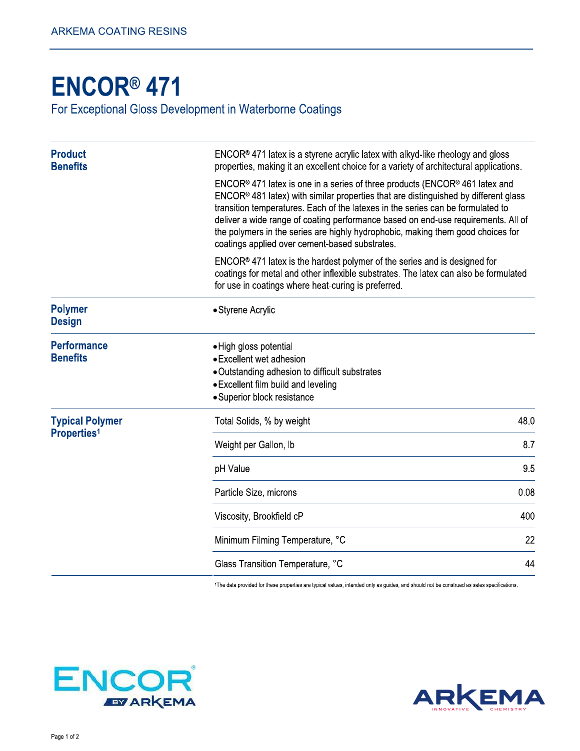# ENCOR® 471

## For Exceptional Gloss Development in Waterborne Coatings

### Product Benefits

ENCOR® 471 latex is a styrene acrylic latex with alkyd-like rheology and gloss properties, making it an excellent choice for a variety of architectural applications.

ENCOR® 471 latex is one in a series of three products (ENCOR® 461 latex and ENCOR® 481 latex) with similar properties that are distinguished by different glass transition temperatures. Each of the latexes in the series can be formulated to deliver a wide range of coating performance based on end-use requirements. All of the polymers in the series are highly hydrophobic, making them good choices for coatings applied over cement-based substrates.

ENCOR® 471 latex is the hardest polymer of the series and is designed for coatings for metal and other inflexible substrates. The latex can also be formulated for use in coatings where heat-curing is preferred.

### Polymer Design

- Styrene Acrylic

### Performance Benefits

- High gloss potential
- Excellent wet adhesion
- Outstanding adhesion to difficult substrates
- Excellent film build and leveling
- Superior block resistance

### Typical Polymer Properties[1]

| Property | Value |
|---|---|
| Total Solids, % by weight | 48.0 |
| Weight per Gallon, lb | 8.7 |
| pH Value | 9.5 |
| Particle Size, microns | 0.08 |
| Viscosity, Brookfield cP | 400 |
| Minimum Filming Temperature, °C | 22 |
| Glass Transition Temperature, °C | 44 |

[1]The data provided for these properties are typical values, intended only as guides, and should not be construed as sales specifications.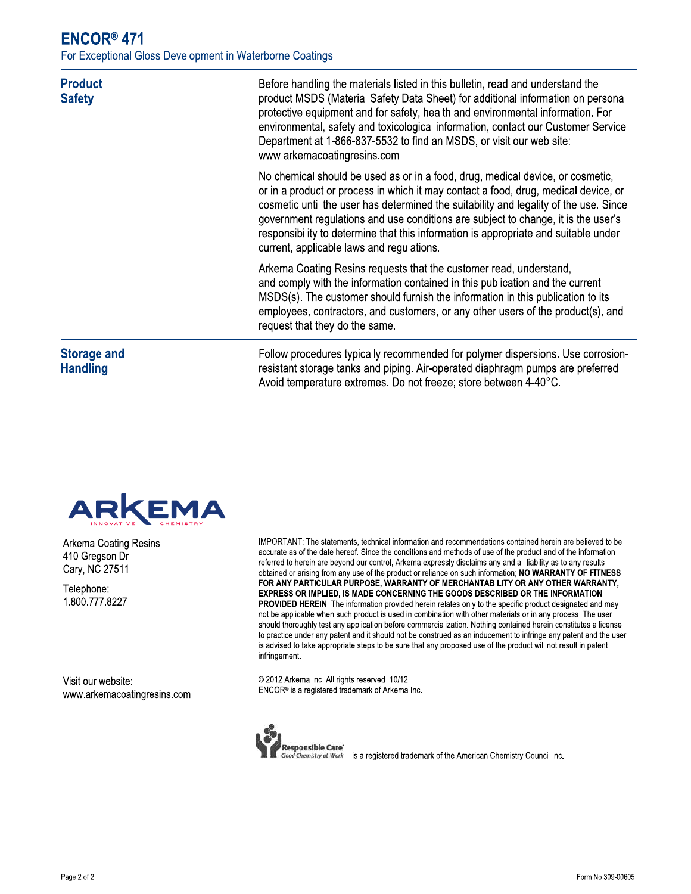# ENCOR® 471

For Exceptional Gloss Development in Waterborne Coatings

## Product Safety

Before handling the materials listed in this bulletin, read and understand the product MSDS (Material Safety Data Sheet) for additional information on personal protective equipment and for safety, health and environmental information. For environmental, safety and toxicological information, contact our Customer Service Department at 1-866-837-5532 to find an MSDS, or visit our web site: www.arkemacoatingresins.com

No chemical should be used as or in a food, drug, medical device, or cosmetic, or in a product or process in which it may contact a food, drug, medical device, or cosmetic until the user has determined the suitability and legality of the use. Since government regulations and use conditions are subject to change, it is the user's responsibility to determine that this information is appropriate and suitable under current, applicable laws and regulations.

Arkema Coating Resins requests that the customer read, understand, and comply with the information contained in this publication and the current MSDS(s). The customer should furnish the information in this publication to its employees, contractors, and customers, or any other users of the product(s), and request that they do the same.

## Storage and Handling

Follow procedures typically recommended for polymer dispersions. Use corrosion-resistant storage tanks and piping. Air-operated diaphragm pumps are preferred. Avoid temperature extremes. Do not freeze; store between 4-40°C.

ARKEMA
INNOVATIVE CHEMISTRY

Arkema Coating Resins
410 Gregson Dr.
Cary, NC 27511

Telephone:
1.800.777.8227

Visit our website:
www.arkemacoatingresins.com

IMPORTANT: The statements, technical information and recommendations contained herein are believed to be accurate as of the date hereof. Since the conditions and methods of use of the product and of the information referred to herein are beyond our control, Arkema expressly disclaims any and all liability as to any results obtained or arising from any use of the product or reliance on such information; **NO WARRANTY OF FITNESS FOR ANY PARTICULAR PURPOSE, WARRANTY OF MERCHANTABILITY OR ANY OTHER WARRANTY, EXPRESS OR IMPLIED, IS MADE CONCERNING THE GOODS DESCRIBED OR THE INFORMATION PROVIDED HEREIN**. The information provided herein relates only to the specific product designated and may not be applicable when such product is used in combination with other materials or in any process. The user should thoroughly test any application before commercialization. Nothing contained herein constitutes a license to practice under any patent and it should not be construed as an inducement to infringe any patent and the user is advised to take appropriate steps to be sure that any proposed use of the product will not result in patent infringement.

© 2012 Arkema Inc. All rights reserved. 10/12
ENCOR® is a registered trademark of Arkema Inc.

Responsible Care® Good Chemistry at Work is a registered trademark of the American Chemistry Council Inc.

Form No 309-00605